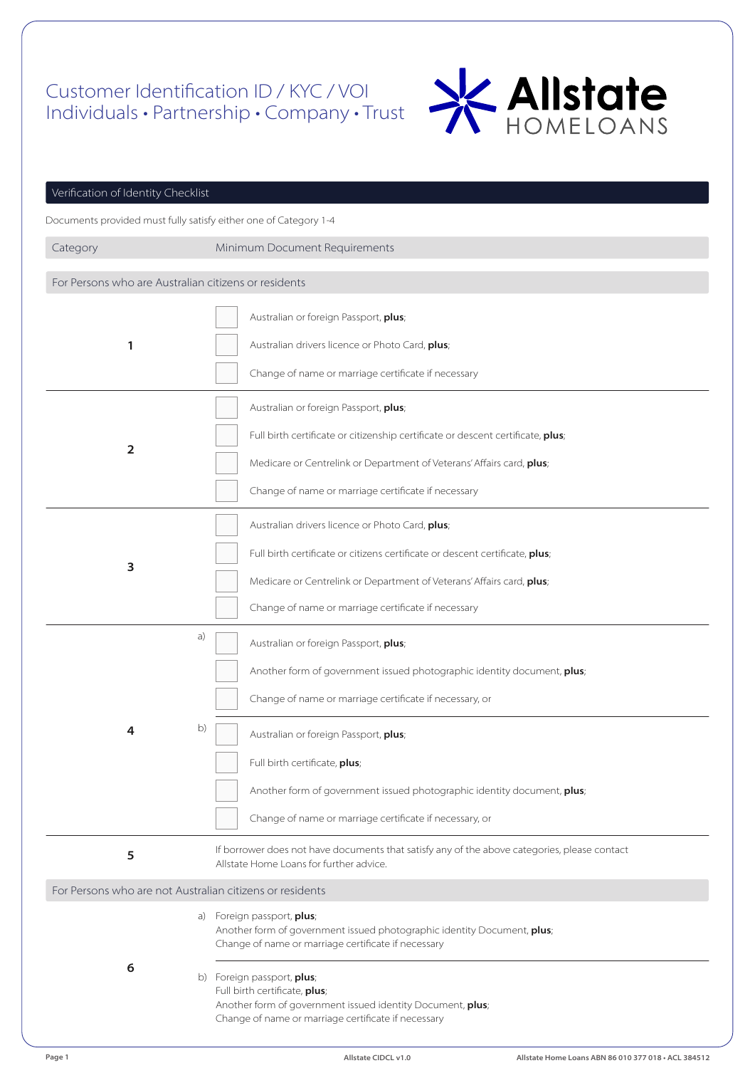# Customer Identification ID / KYC / VOI
# Individuals • Partnership • Company • Trust

Allstate HOMELOANS

## Verification of Identity Checklist

Documents provided must fully satisfy either one of Category 1-4

| Category | | Minimum Document Requirements |
|---|---|---|
| **For Persons who are Australian citizens or residents** | | |
| 1 | | ☐ Australian or foreign Passport, **plus**; |
| | | ☐ Australian drivers licence or Photo Card, **plus**; |
| | | ☐ Change of name or marriage certificate if necessary |
| 2 | | ☐ Australian or foreign Passport, **plus**; |
| | | ☐ Full birth certificate or citizenship certificate or descent certificate, **plus**; |
| | | ☐ Medicare or Centrelink or Department of Veterans' Affairs card, **plus**; |
| | | ☐ Change of name or marriage certificate if necessary |
| 3 | | ☐ Australian drivers licence or Photo Card, **plus**; |
| | | ☐ Full birth certificate or citizens certificate or descent certificate, **plus**; |
| | | ☐ Medicare or Centrelink or Department of Veterans' Affairs card, **plus**; |
| | | ☐ Change of name or marriage certificate if necessary |
| 4 | a) | ☐ Australian or foreign Passport, **plus**; |
| | | ☐ Another form of government issued photographic identity document, **plus**; |
| | | ☐ Change of name or marriage certificate if necessary, or |
| | b) | ☐ Australian or foreign Passport, **plus**; |
| | | ☐ Full birth certificate, **plus**; |
| | | ☐ Another form of government issued photographic identity document, **plus**; |
| | | ☐ Change of name or marriage certificate if necessary, or |
| 5 | | If borrower does not have documents that satisfy any of the above categories, please contact Allstate Home Loans for further advice. |
| **For Persons who are not Australian citizens or residents** | | |
| 6 | a) | Foreign passport, **plus**;<br>Another form of government issued photographic identity Document, **plus**;<br>Change of name or marriage certificate if necessary |
| | b) | Foreign passport, **plus**;<br>Full birth certificate, **plus**;<br>Another form of government issued identity Document, **plus**;<br>Change of name or marriage certificate if necessary |

Allstate CIDCL v1.0

Allstate Home Loans ABN 86 010 377 018 • ACL 384512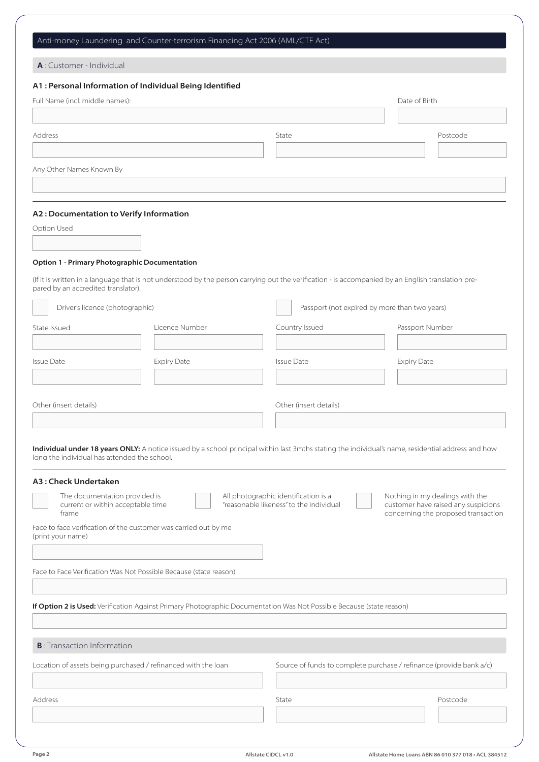# Anti-money Laundering and Counter-terrorism Financing Act 2006 (AML/CTF Act)

## **A** : Customer - Individual

### A1 : Personal Information of Individual Being Identified

Full Name (incl. middle names):

Date of Birth

Address

State

Postcode

Any Other Names Known By

### A2 : Documentation to Verify Information

Option Used

**Option 1 - Primary Photographic Documentation**

(If it is written in a language that is not understood by the person carrying out the verification - is accompanied by an English translation prepared by an accredited translator).

☐ Driver's licence (photographic)

State Issued

Licence Number

Issue Date

Expiry Date

Other (insert details)

☐ Passport (not expired by more than two years)

Country Issued

Passport Number

Issue Date

Expiry Date

Other (insert details)

**Individual under 18 years ONLY:** A notice issued by a school principal within last 3mths stating the individual's name, residential address and how long the individual has attended the school.

### A3 : Check Undertaken

☐ The documentation provided is current or within acceptable time frame

☐ All photographic identification is a "reasonable likeness" to the individual

☐ Nothing in my dealings with the customer have raised any suspicions concerning the proposed transaction

Face to face verification of the customer was carried out by me (print your name)

Face to Face Verification Was Not Possible Because (state reason)

**If Option 2 is Used:** Verification Against Primary Photographic Documentation Was Not Possible Because (state reason)

## **B** : Transaction Information

Location of assets being purchased / refinanced with the loan

Source of funds to complete purchase / refinance (provide bank a/c)

Address

State

Postcode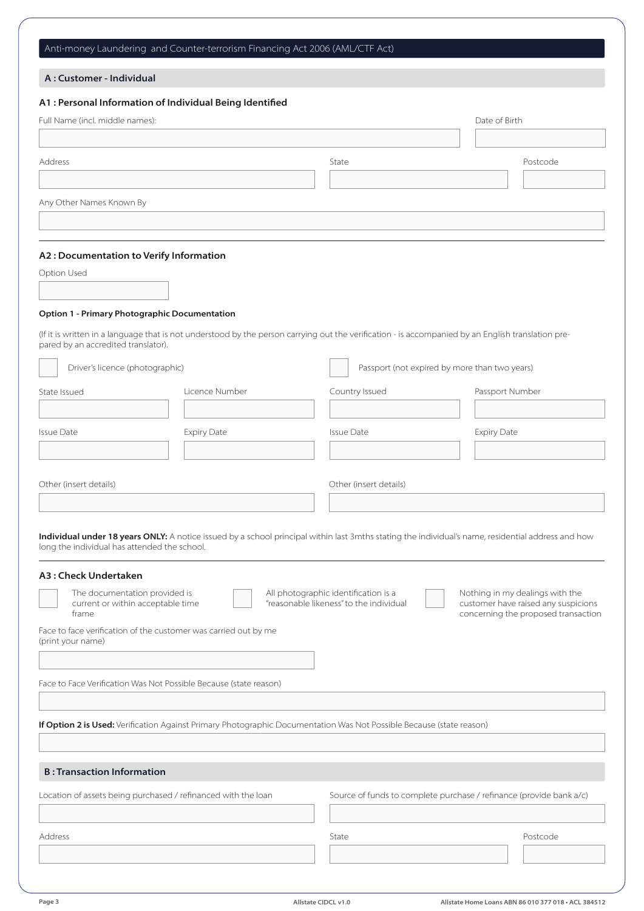# Anti-money Laundering and Counter-terrorism Financing Act 2006 (AML/CTF Act)

## A : Customer - Individual

### A1 : Personal Information of Individual Being Identified

Full Name (incl. middle names):

Date of Birth

Address

State

Postcode

Any Other Names Known By

### A2 : Documentation to Verify Information

Option Used

**Option 1 - Primary Photographic Documentation**

(If it is written in a language that is not understood by the person carrying out the verification - is accompanied by an English translation prepared by an accredited translator).

☐ Driver's licence (photographic)

State Issued

Licence Number

Issue Date

Expiry Date

Other (insert details)

☐ Passport (not expired by more than two years)

Country Issued

Passport Number

Issue Date

Expiry Date

Other (insert details)

**Individual under 18 years ONLY:** A notice issued by a school principal within last 3mths stating the individual's name, residential address and how long the individual has attended the school.

### A3 : Check Undertaken

☐ The documentation provided is current or within acceptable time frame

☐ All photographic identification is a "reasonable likeness" to the individual

☐ Nothing in my dealings with the customer have raised any suspicions concerning the proposed transaction

Face to face verification of the customer was carried out by me (print your name)

Face to Face Verification Was Not Possible Because (state reason)

**If Option 2 is Used:** Verification Against Primary Photographic Documentation Was Not Possible Because (state reason)

## B : Transaction Information

Location of assets being purchased / refinanced with the loan

Source of funds to complete purchase / refinance (provide bank a/c)

Address

State

Postcode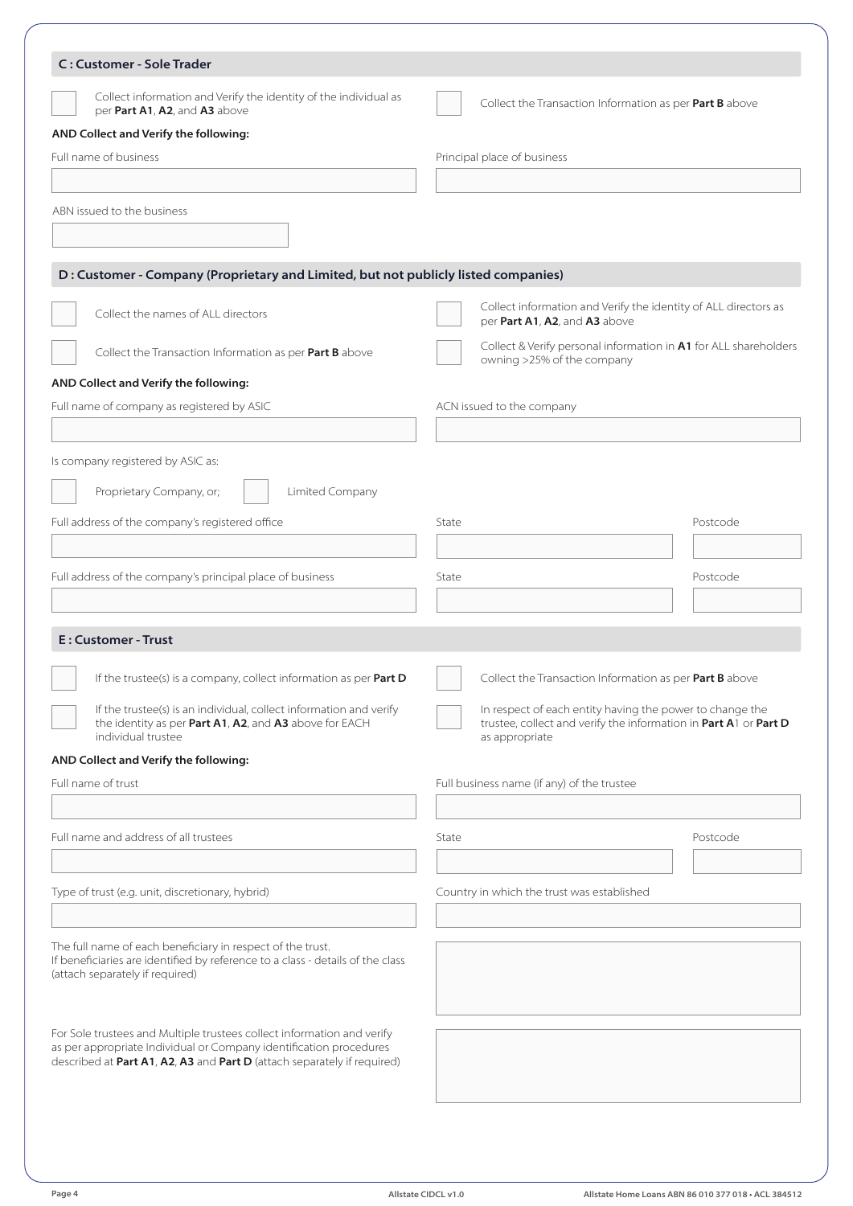## C : Customer - Sole Trader

- [ ] Collect information and Verify the identity of the individual as per **Part A1**, **A2**, and **A3** above
- [ ] Collect the Transaction Information as per **Part B** above

**AND Collect and Verify the following:**

Full name of business

Principal place of business

ABN issued to the business

## D : Customer - Company (Proprietary and Limited, but not publicly listed companies)

- [ ] Collect the names of ALL directors
- [ ] Collect information and Verify the identity of ALL directors as per **Part A1**, **A2**, and **A3** above
- [ ] Collect the Transaction Information as per **Part B** above
- [ ] Collect & Verify personal information in **A1** for ALL shareholders owning >25% of the company

**AND Collect and Verify the following:**

Full name of company as registered by ASIC

ACN issued to the company

Is company registered by ASIC as:

- [ ] Proprietary Company, or;
- [ ] Limited Company

Full address of the company's registered office

State

Postcode

Full address of the company's principal place of business

State

Postcode

## E : Customer - Trust

- [ ] If the trustee(s) is a company, collect information as per **Part D**
- [ ] Collect the Transaction Information as per **Part B** above
- [ ] If the trustee(s) is an individual, collect information and verify the identity as per **Part A1**, **A2**, and **A3** above for EACH individual trustee
- [ ] In respect of each entity having the power to change the trustee, collect and verify the information in **Part A**1 or **Part D** as appropriate

**AND Collect and Verify the following:**

Full name of trust

Full business name (if any) of the trustee

Full name and address of all trustees

State

Postcode

Type of trust (e.g. unit, discretionary, hybrid)

Country in which the trust was established

The full name of each beneficiary in respect of the trust.
If beneficiaries are identified by reference to a class - details of the class (attach separately if required)

For Sole trustees and Multiple trustees collect information and verify as per appropriate Individual or Company identification procedures described at **Part A1**, **A2**, **A3** and **Part D** (attach separately if required)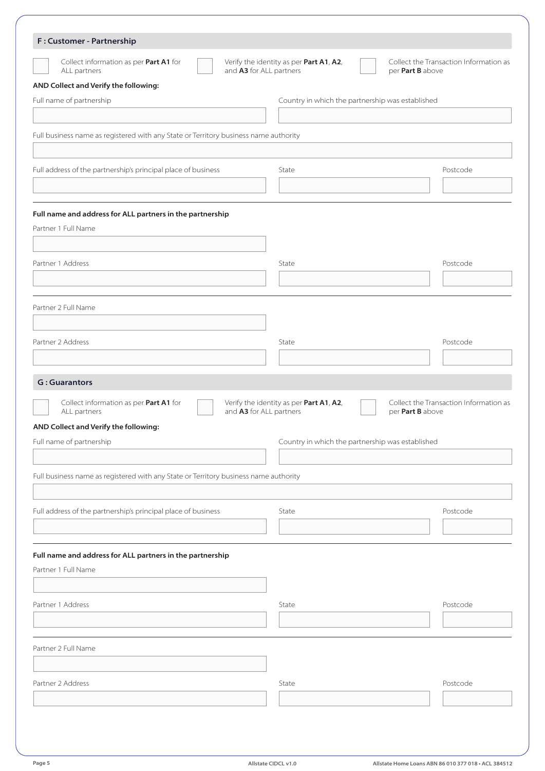## F : Customer - Partnership

☐ Collect information as per **Part A1** for ALL partners

☐ Verify the identity as per **Part A1**, **A2**, and **A3** for ALL partners

☐ Collect the Transaction Information as per **Part B** above

**AND Collect and Verify the following:**

Full name of partnership

Country in which the partnership was established

Full business name as registered with any State or Territory business name authority

Full address of the partnership's principal place of business

State

Postcode

**Full name and address for ALL partners in the partnership**

Partner 1 Full Name

Partner 1 Address

State

Postcode

Partner 2 Full Name

Partner 2 Address

State

Postcode

## G : Guarantors

☐ Collect information as per **Part A1** for ALL partners

☐ Verify the identity as per **Part A1**, **A2**, and **A3** for ALL partners

☐ Collect the Transaction Information as per **Part B** above

**AND Collect and Verify the following:**

Full name of partnership

Country in which the partnership was established

Full business name as registered with any State or Territory business name authority

Full address of the partnership's principal place of business

State

Postcode

**Full name and address for ALL partners in the partnership**

Partner 1 Full Name

Partner 1 Address

State

Postcode

Partner 2 Full Name

Partner 2 Address

State

Postcode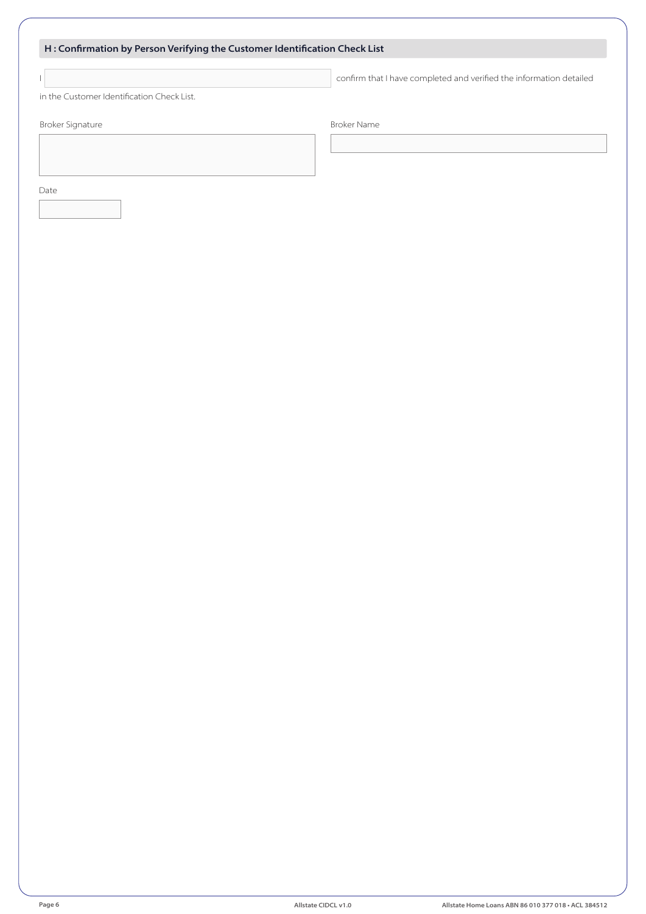## H : Confirmation by Person Verifying the Customer Identification Check List

I ______________________________ confirm that I have completed and verified the information detailed in the Customer Identification Check List.

Broker Signature

Broker Name

Date